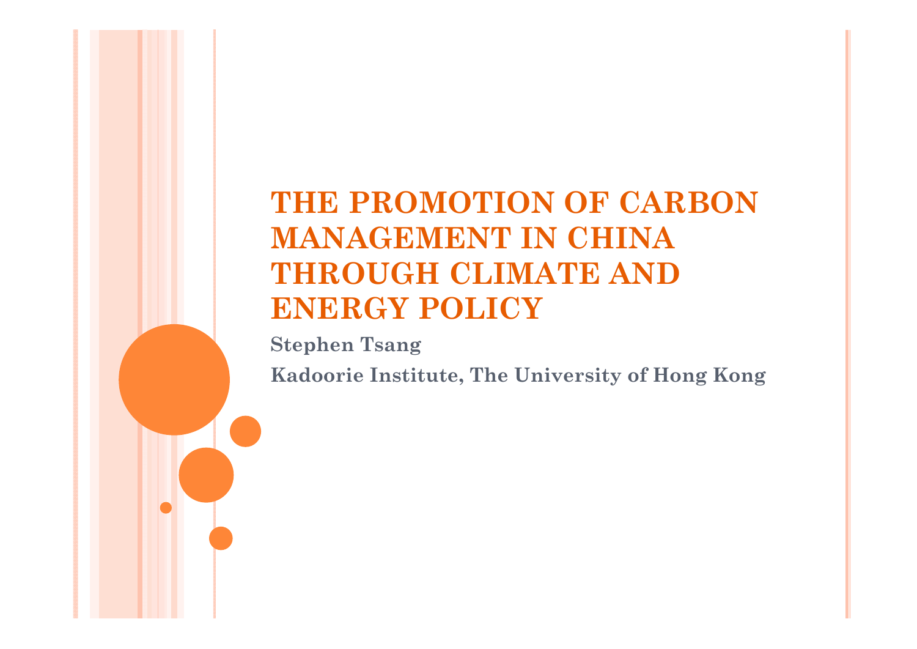# THE PROMOTION OF CARBON MANAGEMENT IN CHINA THROUGH CLIMATE AND ENERGY POLICY

**Stephen Tsang**

**Kadoorie Institute, The University of Hong Kong**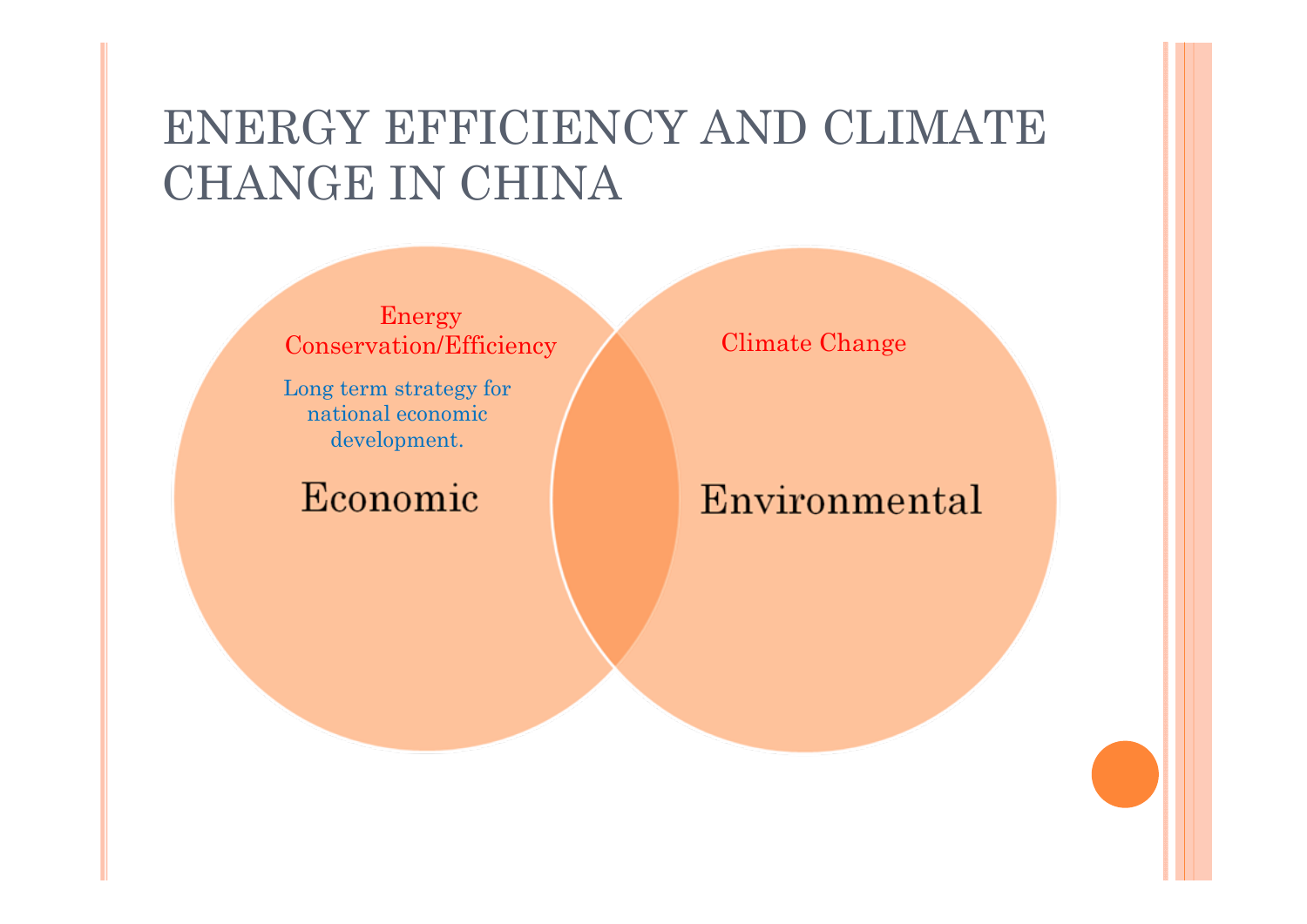# ENERGY EFFICIENCY AND CLIMATE CHANGE IN CHINA

Energy Conservation/Efficiency

Long term strategy for national economic development.

Economic

Climate Change

Environmental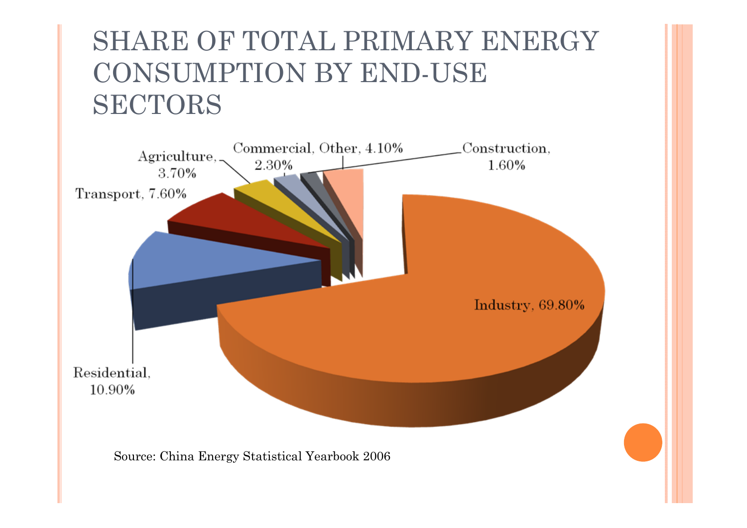# SHARE OF TOTAL PRIMARY ENERGY CONSUMPTION BY END-USE SECTORS

Industry, 69.80%

Residential, 10.90%

Transport, 7.60%

Agriculture, 3.70%

Commercial, 2.30%

Other, 4.10%

Construction, 1.60%

Source: China Energy Statistical Yearbook 2006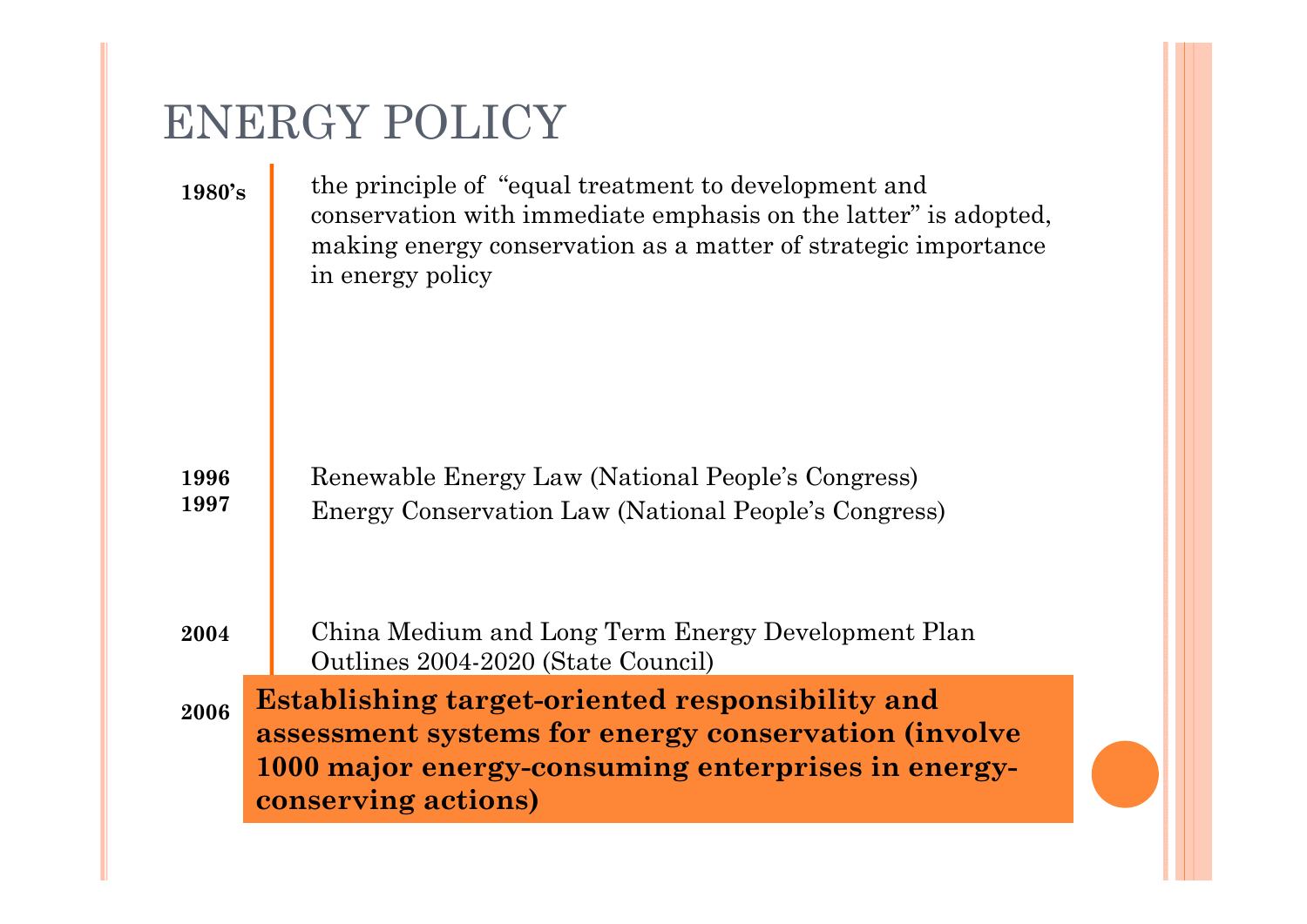# ENERGY POLICY

**1980's** — the principle of "equal treatment to development and conservation with immediate emphasis on the latter" is adopted, making energy conservation as a matter of strategic importance in energy policy

**1996** — Renewable Energy Law (National People's Congress)

**1997** — Energy Conservation Law (National People's Congress)

**2004** — China Medium and Long Term Energy Development Plan Outlines 2004-2020 (State Council)

**2006** — **Establishing target-oriented responsibility and assessment systems for energy conservation (involve 1000 major energy-consuming enterprises in energy-conserving actions)**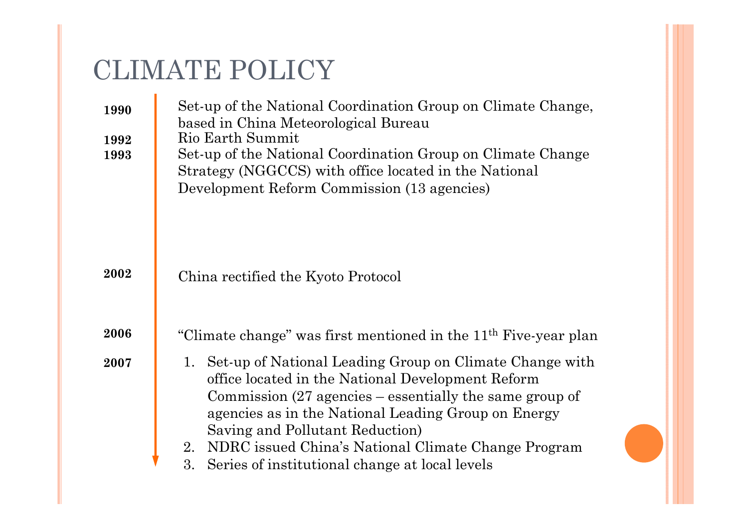# CLIMATE POLICY

**1990** Set-up of the National Coordination Group on Climate Change, based in China Meteorological Bureau

**1992** Rio Earth Summit

**1993** Set-up of the National Coordination Group on Climate Change Strategy (NGGCCS) with office located in the National Development Reform Commission (13 agencies)

**2002** China rectified the Kyoto Protocol

**2006** "Climate change" was first mentioned in the 11th Five-year plan

**2007**

1. Set-up of National Leading Group on Climate Change with office located in the National Development Reform Commission (27 agencies – essentially the same group of agencies as in the National Leading Group on Energy Saving and Pollutant Reduction)
2. NDRC issued China's National Climate Change Program
3. Series of institutional change at local levels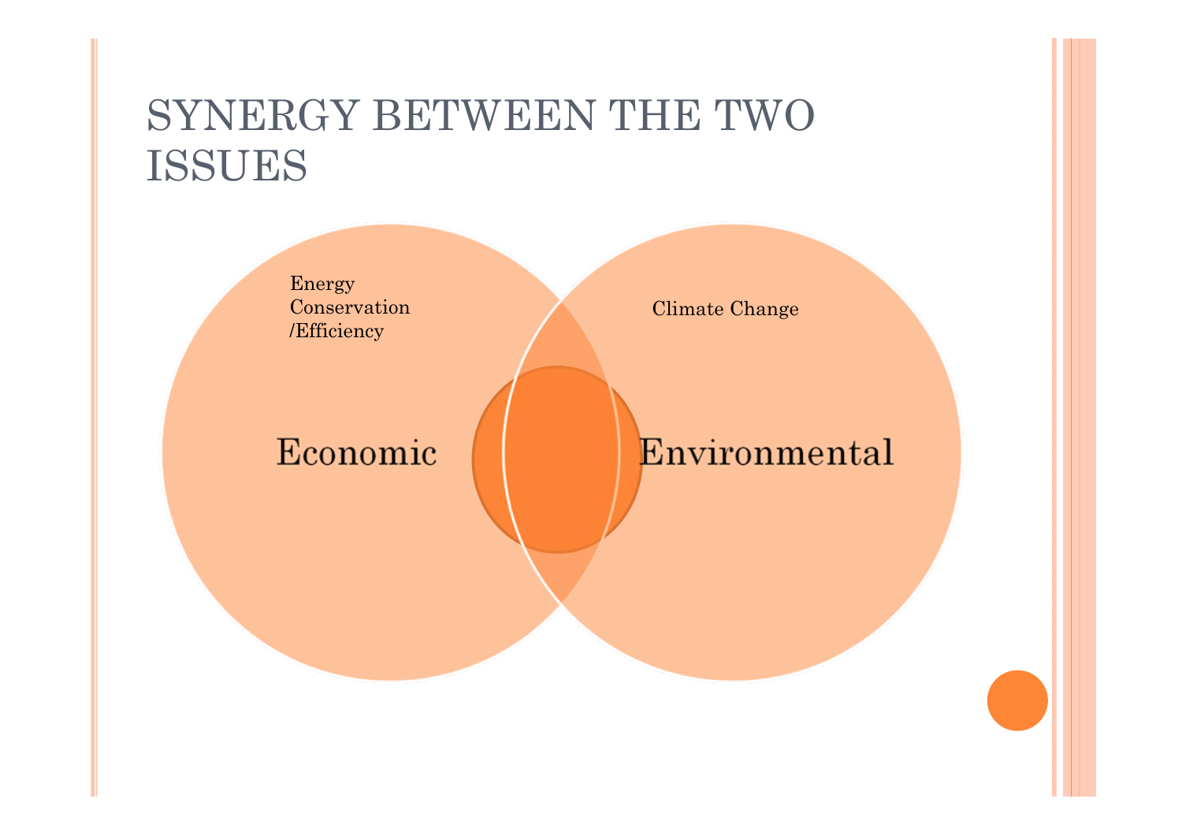# SYNERGY BETWEEN THE TWO ISSUES

Energy Conservation /Efficiency

Climate Change

Economic

Environmental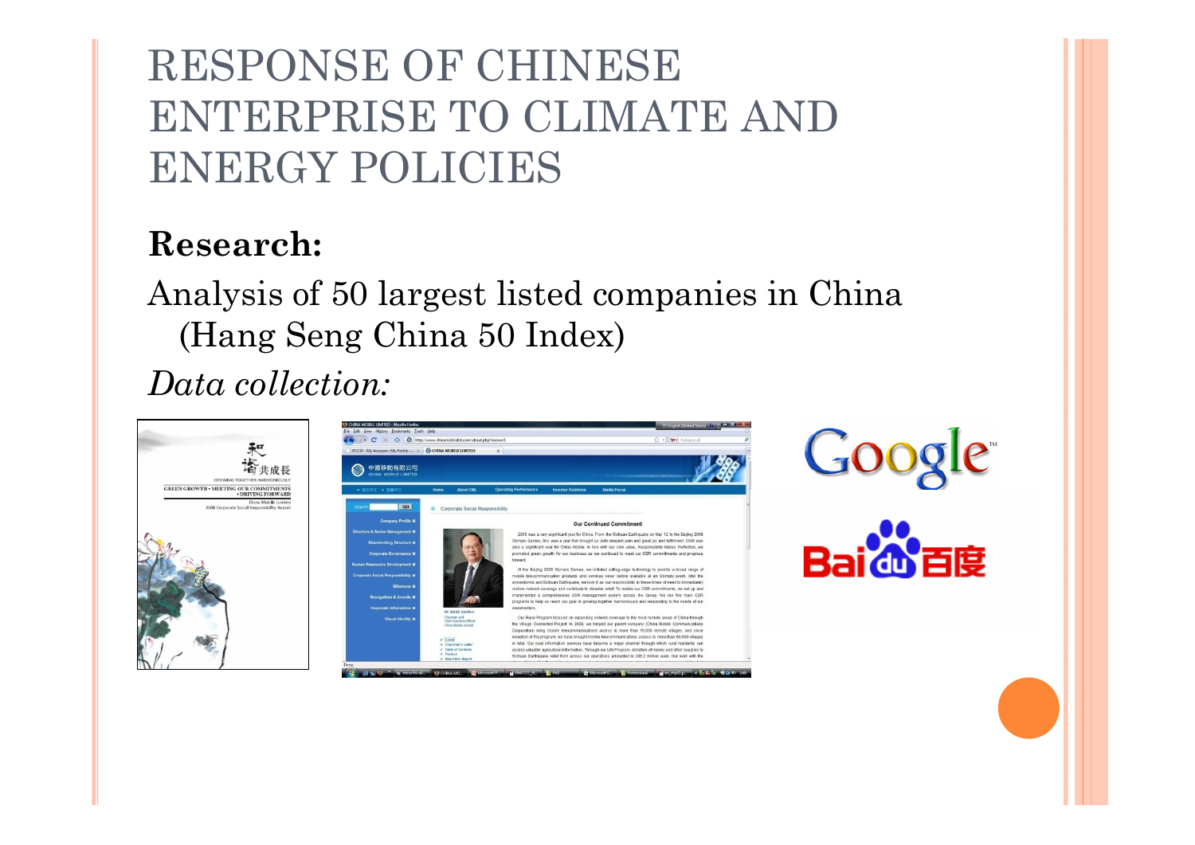# RESPONSE OF CHINESE ENTERPRISE TO CLIMATE AND ENERGY POLICIES

**Research:**

Analysis of 50 largest listed companies in China (Hang Seng China 50 Index)

*Data collection:*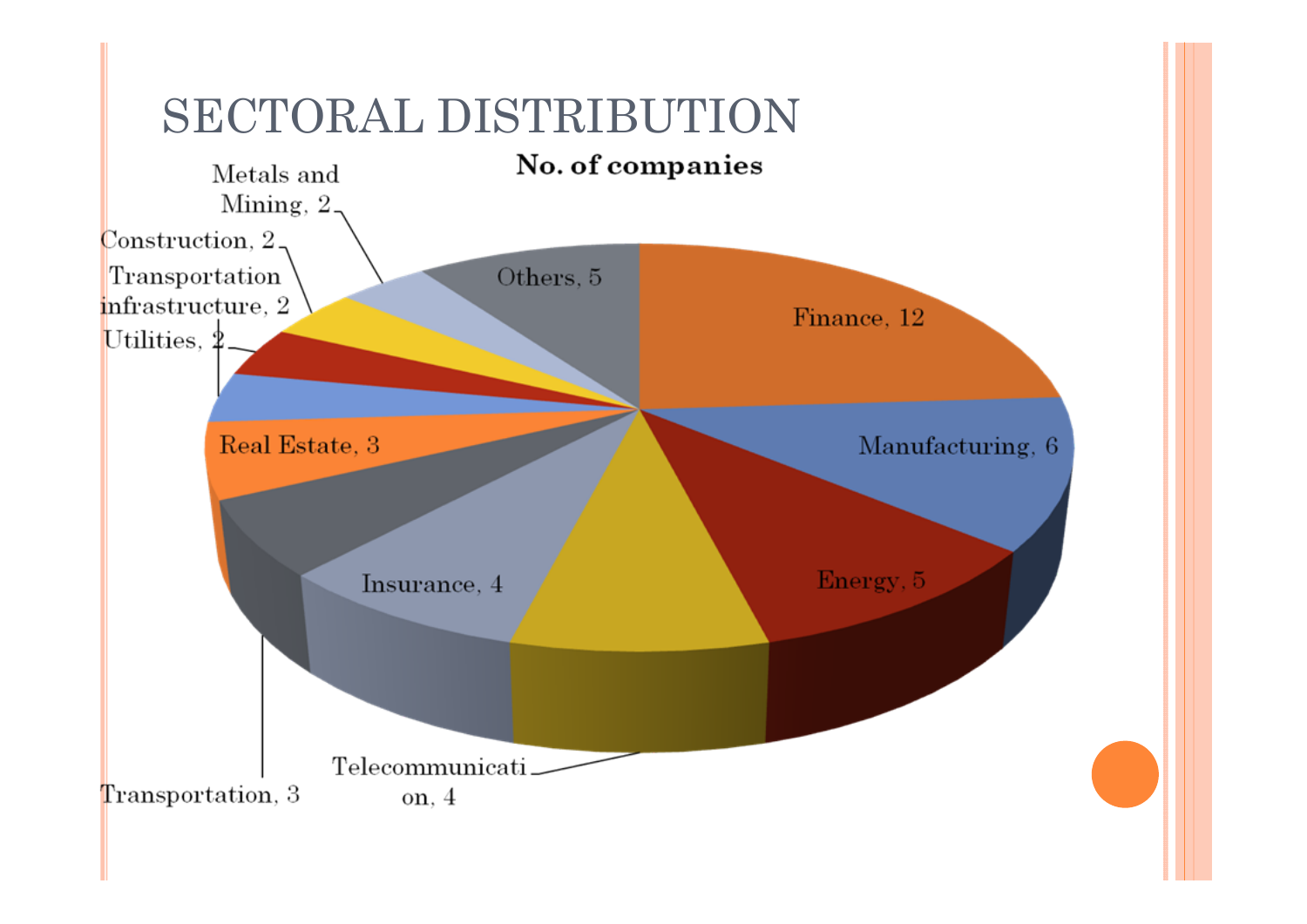# SECTORAL DISTRIBUTION

**No. of companies**

| Sector | No. of companies |
|---|---|
| Finance | 12 |
| Manufacturing | 6 |
| Energy | 5 |
| Telecommunication | 4 |
| Insurance | 4 |
| Transportation | 3 |
| Real Estate | 3 |
| Utilities | 2 |
| Transportation infrastructure | 2 |
| Construction | 2 |
| Metals and Mining | 2 |
| Others | 5 |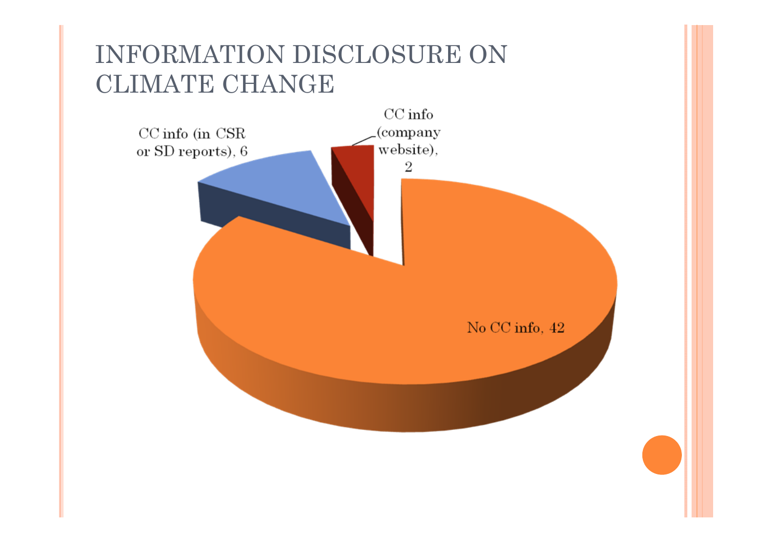# INFORMATION DISCLOSURE ON CLIMATE CHANGE

CC info (in CSR or SD reports), 6

CC info (company website), 2

No CC info, 42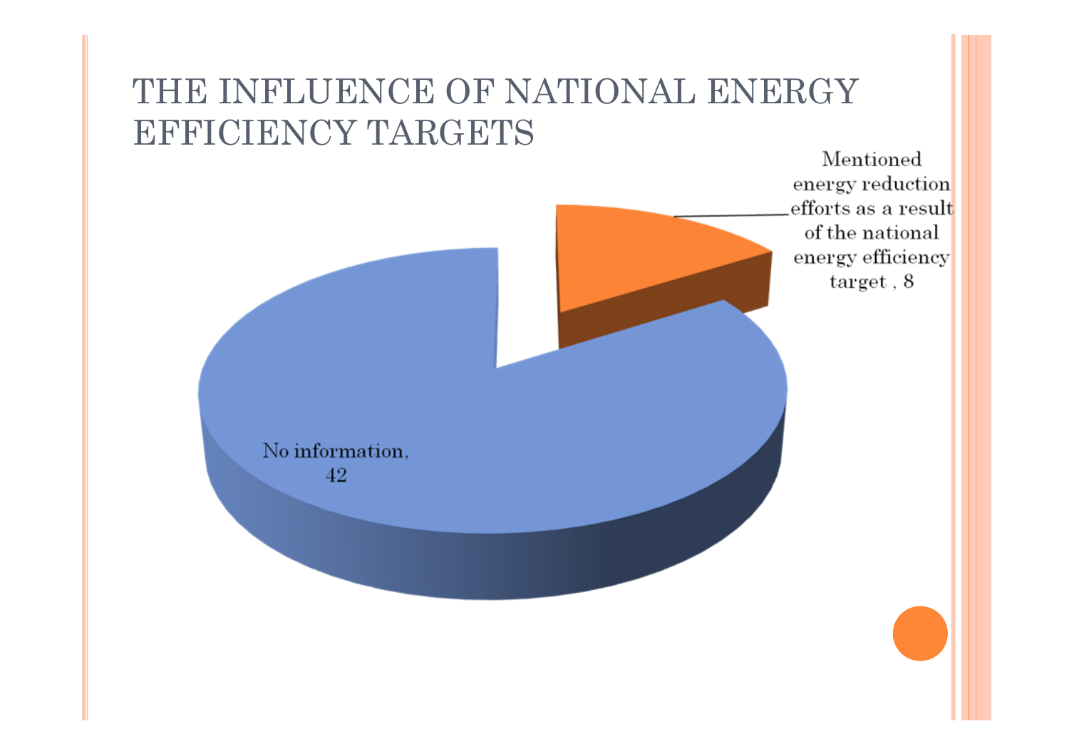# THE INFLUENCE OF NATIONAL ENERGY EFFICIENCY TARGETS

Mentioned energy reduction efforts as a result of the national energy efficiency target , 8

No information, 42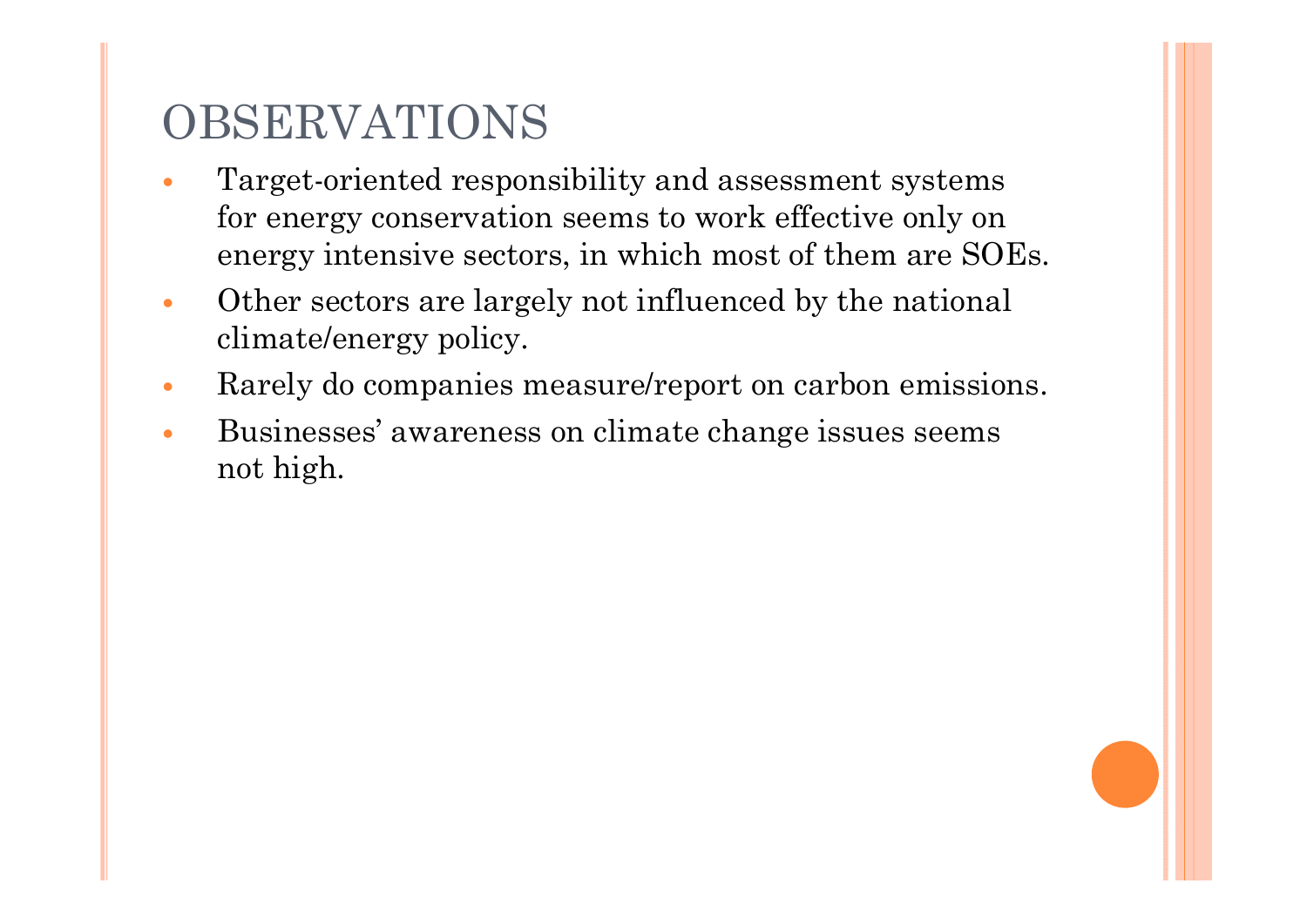# OBSERVATIONS

- Target-oriented responsibility and assessment systems for energy conservation seems to work effective only on energy intensive sectors, in which most of them are SOEs.
- Other sectors are largely not influenced by the national climate/energy policy.
- Rarely do companies measure/report on carbon emissions.
- Businesses' awareness on climate change issues seems not high.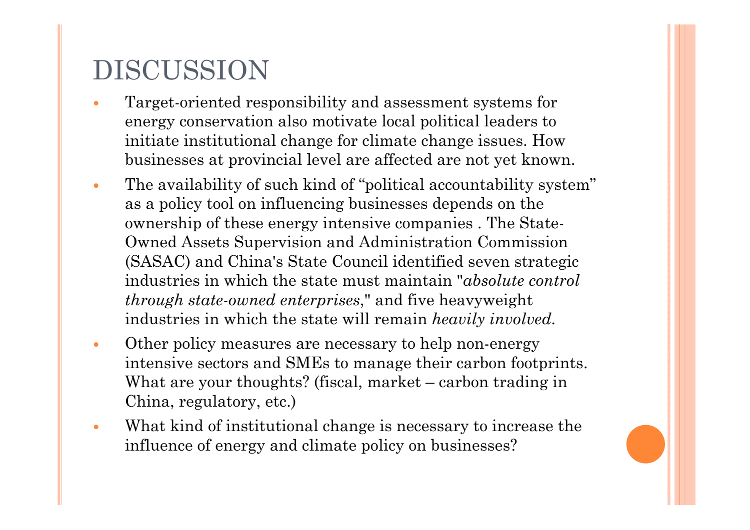# DISCUSSION

- Target-oriented responsibility and assessment systems for energy conservation also motivate local political leaders to initiate institutional change for climate change issues. How businesses at provincial level are affected are not yet known.
- The availability of such kind of "political accountability system" as a policy tool on influencing businesses depends on the ownership of these energy intensive companies . The State-Owned Assets Supervision and Administration Commission (SASAC) and China's State Council identified seven strategic industries in which the state must maintain "*absolute control through state-owned enterprises*," and five heavyweight industries in which the state will remain *heavily involved*.
- Other policy measures are necessary to help non-energy intensive sectors and SMEs to manage their carbon footprints. What are your thoughts? (fiscal, market – carbon trading in China, regulatory, etc.)
- What kind of institutional change is necessary to increase the influence of energy and climate policy on businesses?